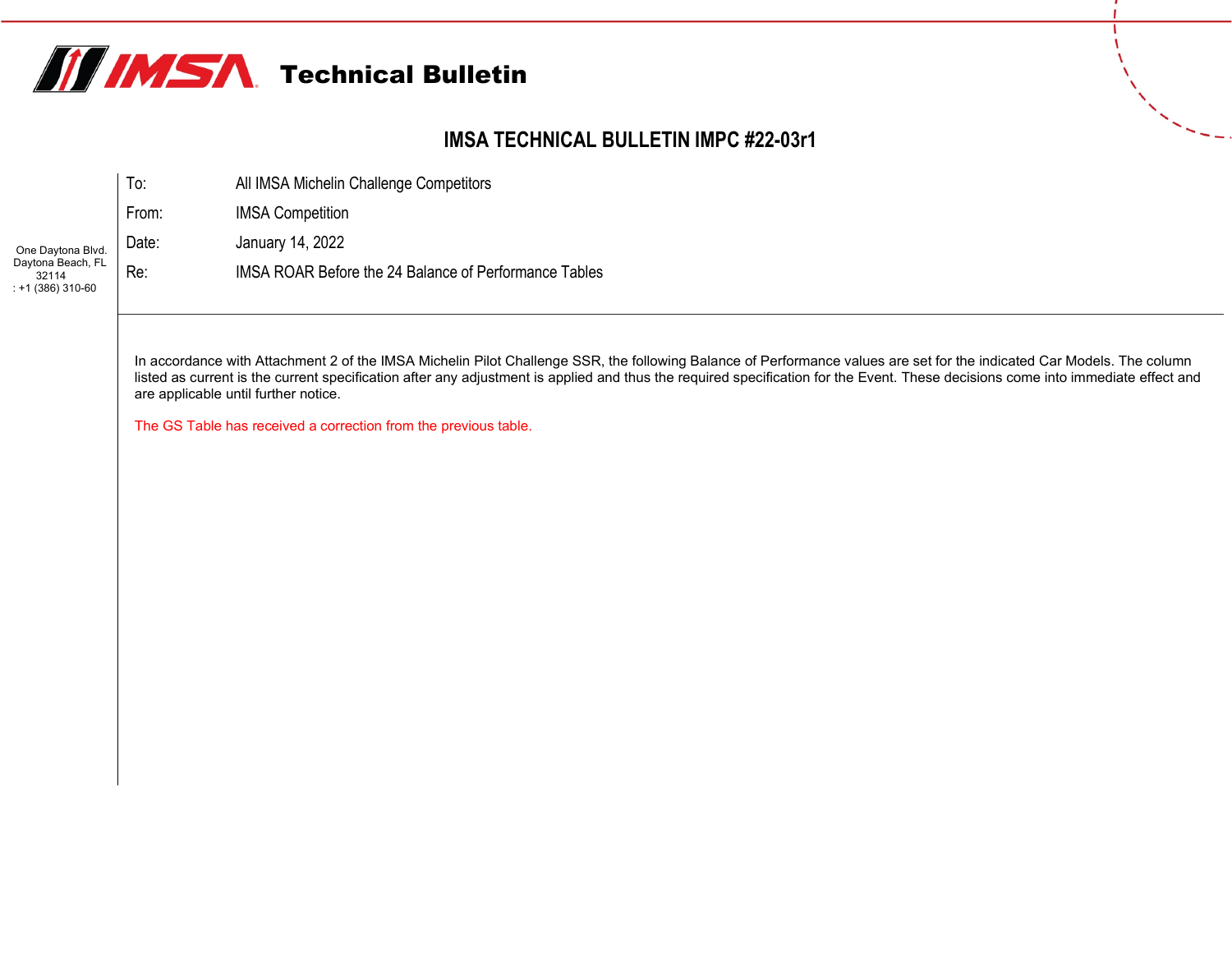# Technical Bulletin

## IMSA TECHNICAL BULLETIN IMPC #22-03r1

One Daytona Blvd.
Daytona Beach, FL
32114
: +1 (386) 310-60

| | |
|---|---|
| To: | All IMSA Michelin Challenge Competitors |
| From: | IMSA Competition |
| Date: | January 14, 2022 |
| Re: | IMSA ROAR Before the 24 Balance of Performance Tables |

In accordance with Attachment 2 of the IMSA Michelin Pilot Challenge SSR, the following Balance of Performance values are set for the indicated Car Models. The column listed as current is the current specification after any adjustment is applied and thus the required specification for the Event. These decisions come into immediate effect and are applicable until further notice.

The GS Table has received a correction from the previous table.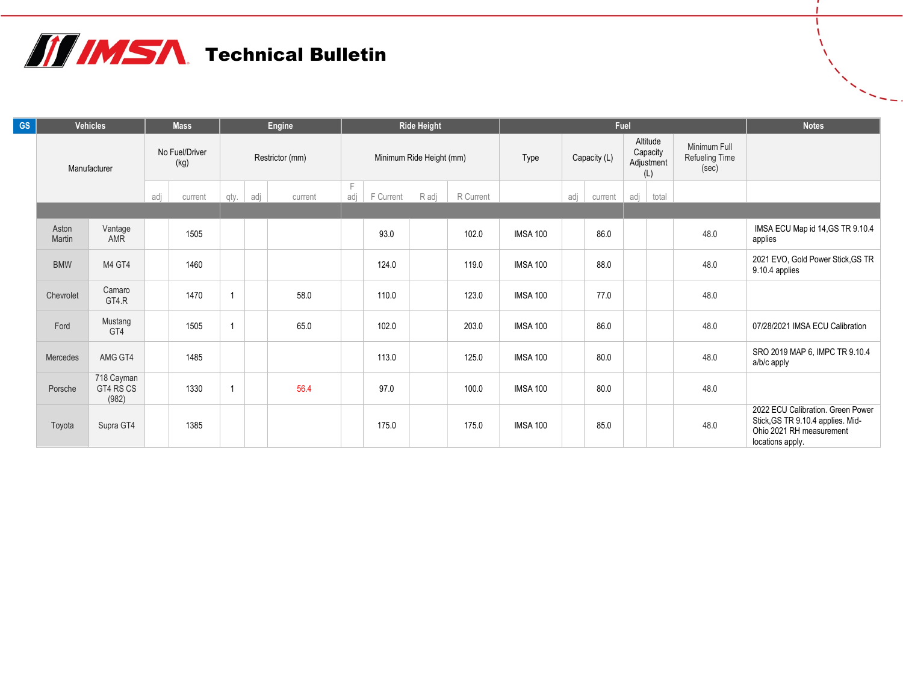# IMSA Technical Bulletin

| GS | Vehicles | | Mass | | Engine | | | Ride Height | | | | Fuel | | | | | | | Notes |
|---|---|---|---|---|---|---|---|---|---|---|---|---|---|---|---|---|---|---|---|
| | Manufacturer | | No Fuel/Driver (kg) | | Restrictor (mm) | | | Minimum Ride Height (mm) | | | | Type | Capacity (L) | | Altitude Capacity Adjustment (L) | | Minimum Full Refueling Time (sec) | | |
| | | | adj | current | qty. | adj | current | F adj | F Current | R adj | R Current | | adj | current | adj | total | | | |
| | Aston Martin | Vantage AMR | | 1505 | | | | | 93.0 | | 102.0 | IMSA 100 | | 86.0 | | | 48.0 | | IMSA ECU Map id 14,GS TR 9.10.4 applies |
| | BMW | M4 GT4 | | 1460 | | | | | 124.0 | | 119.0 | IMSA 100 | | 88.0 | | | 48.0 | | 2021 EVO, Gold Power Stick,GS TR 9.10.4 applies |
| | Chevrolet | Camaro GT4.R | | 1470 | 1 | | 58.0 | | 110.0 | | 123.0 | IMSA 100 | | 77.0 | | | 48.0 | | |
| | Ford | Mustang GT4 | | 1505 | 1 | | 65.0 | | 102.0 | | 203.0 | IMSA 100 | | 86.0 | | | 48.0 | | 07/28/2021 IMSA ECU Calibration |
| | Mercedes | AMG GT4 | | 1485 | | | | | 113.0 | | 125.0 | IMSA 100 | | 80.0 | | | 48.0 | | SRO 2019 MAP 6, IMPC TR 9.10.4 a/b/c apply |
| | Porsche | 718 Cayman GT4 RS CS (982) | | 1330 | 1 | | 56.4 | | 97.0 | | 100.0 | IMSA 100 | | 80.0 | | | 48.0 | | |
| | Toyota | Supra GT4 | | 1385 | | | | | 175.0 | | 175.0 | IMSA 100 | | 85.0 | | | 48.0 | | 2022 ECU Calibration. Green Power Stick,GS TR 9.10.4 applies. Mid-Ohio 2021 RH measurement locations apply. |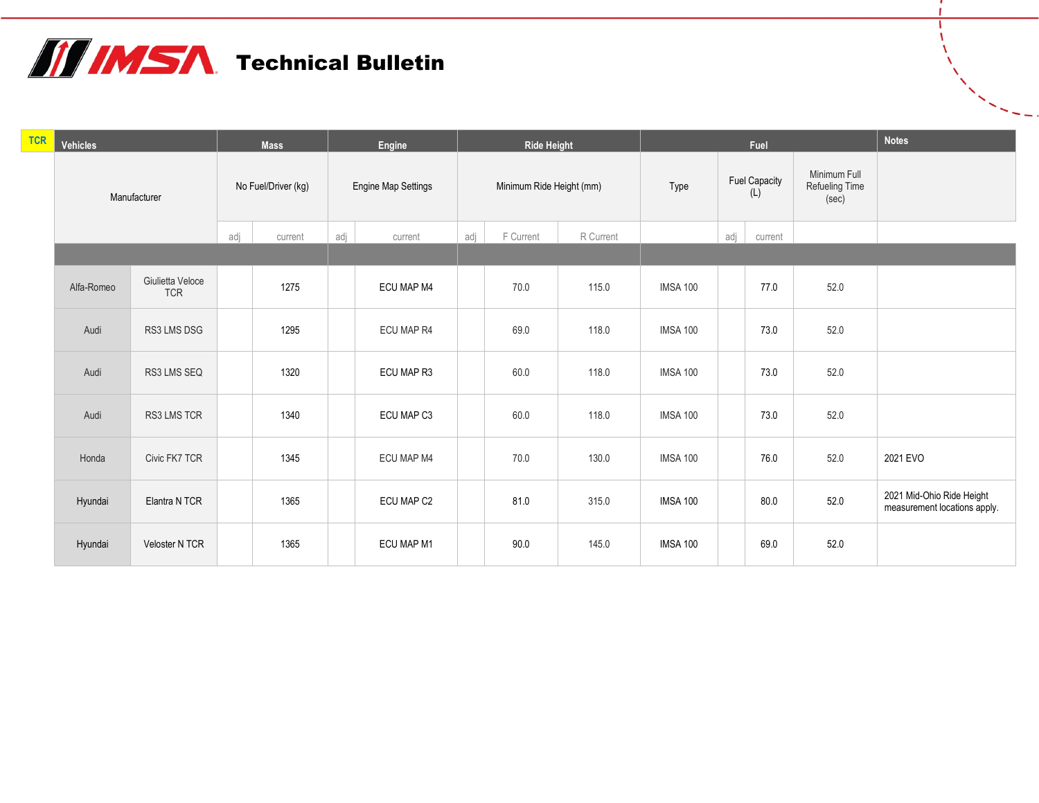# Technical Bulletin

| TCR | Vehicles | | Mass | | Engine | | Ride Height | | | Fuel | | | | Notes |
|---|---|---|---|---|---|---|---|---|---|---|---|---|---|---|
| | Manufacturer | | No Fuel/Driver (kg) | | Engine Map Settings | | Minimum Ride Height (mm) | | | Type | Fuel Capacity (L) | | Minimum Full Refueling Time (sec) | |
| | | | adj | current | adj | current | adj | F Current | R Current | | adj | current | | |
| | Alfa-Romeo | Giulietta Veloce TCR | | 1275 | | ECU MAP M4 | | 70.0 | 115.0 | IMSA 100 | | 77.0 | 52.0 | |
| | Audi | RS3 LMS DSG | | 1295 | | ECU MAP R4 | | 69.0 | 118.0 | IMSA 100 | | 73.0 | 52.0 | |
| | Audi | RS3 LMS SEQ | | 1320 | | ECU MAP R3 | | 60.0 | 118.0 | IMSA 100 | | 73.0 | 52.0 | |
| | Audi | RS3 LMS TCR | | 1340 | | ECU MAP C3 | | 60.0 | 118.0 | IMSA 100 | | 73.0 | 52.0 | |
| | Honda | Civic FK7 TCR | | 1345 | | ECU MAP M4 | | 70.0 | 130.0 | IMSA 100 | | 76.0 | 52.0 | 2021 EVO |
| | Hyundai | Elantra N TCR | | 1365 | | ECU MAP C2 | | 81.0 | 315.0 | IMSA 100 | | 80.0 | 52.0 | 2021 Mid-Ohio Ride Height measurement locations apply. |
| | Hyundai | Veloster N TCR | | 1365 | | ECU MAP M1 | | 90.0 | 145.0 | IMSA 100 | | 69.0 | 52.0 | |